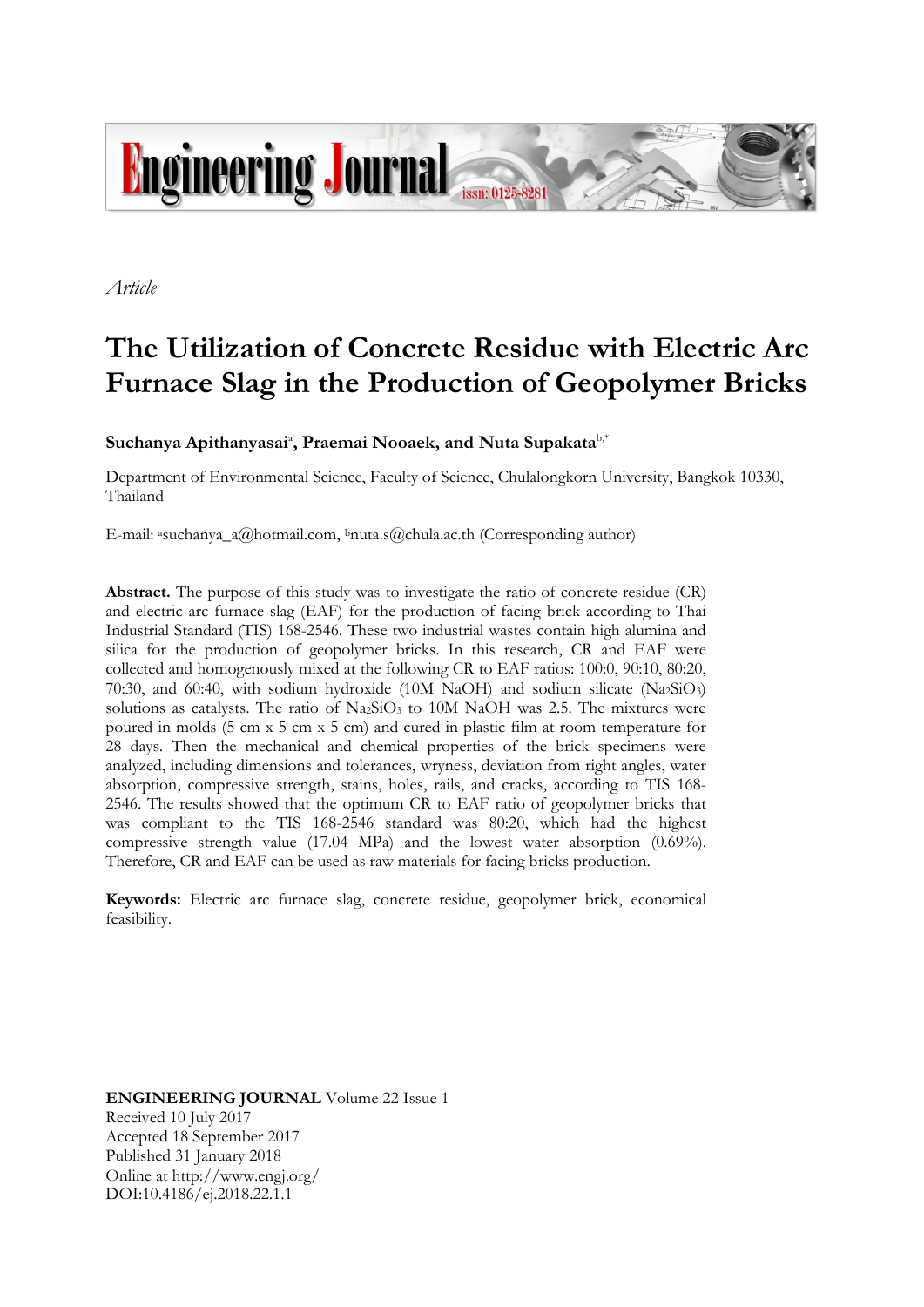*Article*

# The Utilization of Concrete Residue with Electric Arc Furnace Slag in the Production of Geopolymer Bricks

**Suchanya Apithanyasai[a], Praemai Nooaek, and Nuta Supakata[b,*]**

Department of Environmental Science, Faculty of Science, Chulalongkorn University, Bangkok 10330, Thailand

E-mail: [a]suchanya_a@hotmail.com, [b]nuta.s@chula.ac.th (Corresponding author)

**Abstract.** The purpose of this study was to investigate the ratio of concrete residue (CR) and electric arc furnace slag (EAF) for the production of facing brick according to Thai Industrial Standard (TIS) 168-2546. These two industrial wastes contain high alumina and silica for the production of geopolymer bricks. In this research, CR and EAF were collected and homogenously mixed at the following CR to EAF ratios: 100:0, 90:10, 80:20, 70:30, and 60:40, with sodium hydroxide (10M NaOH) and sodium silicate ($Na_2SiO_3$) solutions as catalysts. The ratio of $Na_2SiO_3$ to 10M NaOH was 2.5. The mixtures were poured in molds (5 cm x 5 cm x 5 cm) and cured in plastic film at room temperature for 28 days. Then the mechanical and chemical properties of the brick specimens were analyzed, including dimensions and tolerances, wryness, deviation from right angles, water absorption, compressive strength, stains, holes, rails, and cracks, according to TIS 168-2546. The results showed that the optimum CR to EAF ratio of geopolymer bricks that was compliant to the TIS 168-2546 standard was 80:20, which had the highest compressive strength value (17.04 MPa) and the lowest water absorption (0.69%). Therefore, CR and EAF can be used as raw materials for facing bricks production.

**Keywords:** Electric arc furnace slag, concrete residue, geopolymer brick, economical feasibility.

**ENGINEERING JOURNAL** Volume 22 Issue 1
Received 10 July 2017
Accepted 18 September 2017
Published 31 January 2018
Online at http://www.engj.org/
DOI:10.4186/ej.2018.22.1.1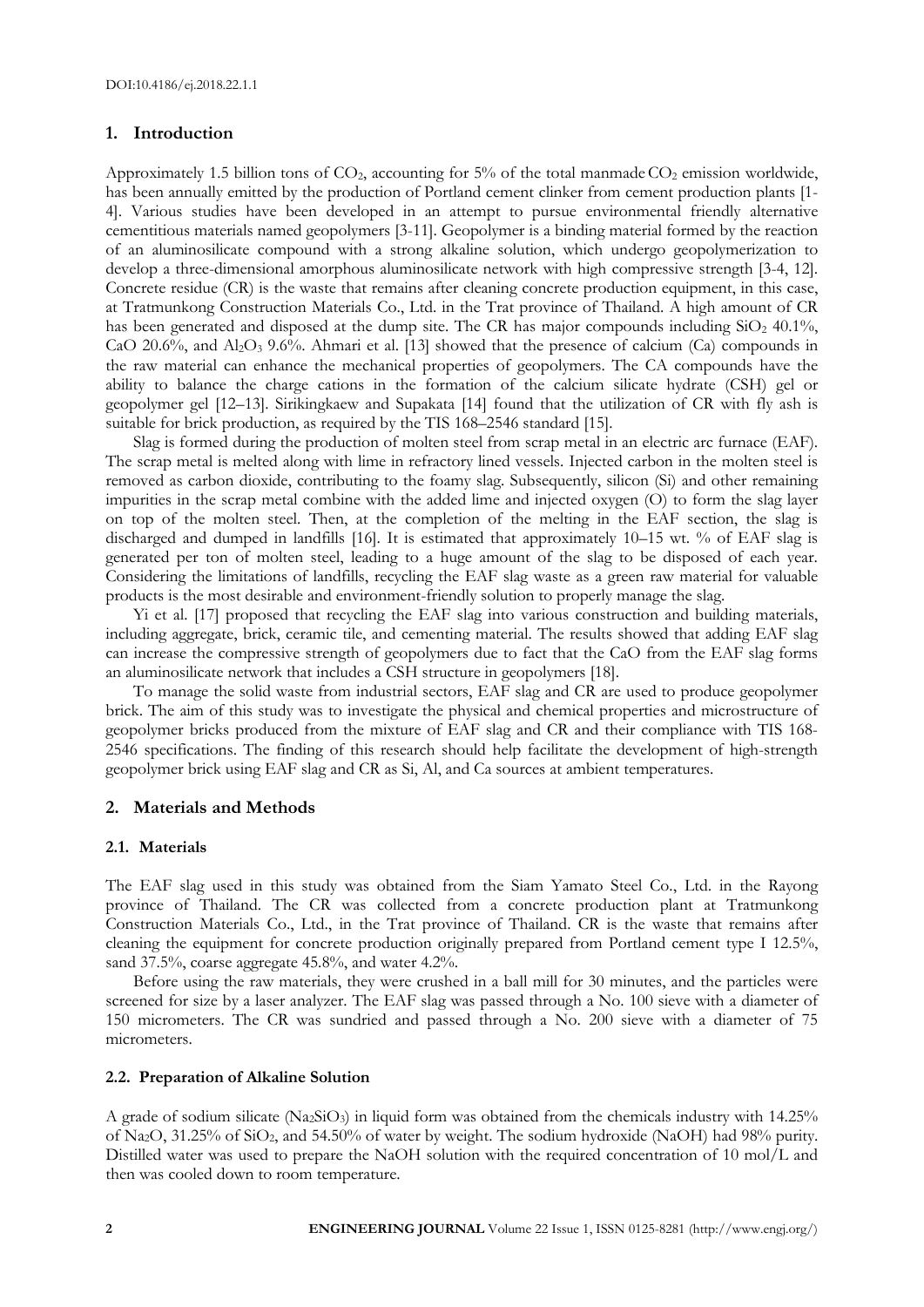## 1. Introduction

Approximately 1.5 billion tons of $CO_2$, accounting for 5% of the total manmade $CO_2$ emission worldwide, has been annually emitted by the production of Portland cement clinker from cement production plants [1-4]. Various studies have been developed in an attempt to pursue environmental friendly alternative cementitious materials named geopolymers [3-11]. Geopolymer is a binding material formed by the reaction of an aluminosilicate compound with a strong alkaline solution, which undergo geopolymerization to develop a three-dimensional amorphous aluminosilicate network with high compressive strength [3-4, 12]. Concrete residue (CR) is the waste that remains after cleaning concrete production equipment, in this case, at Tratmunkong Construction Materials Co., Ltd. in the Trat province of Thailand. A high amount of CR has been generated and disposed at the dump site. The CR has major compounds including $SiO_2$ 40.1%, CaO 20.6%, and $Al_2O_3$ 9.6%. Ahmari et al. [13] showed that the presence of calcium (Ca) compounds in the raw material can enhance the mechanical properties of geopolymers. The CA compounds have the ability to balance the charge cations in the formation of the calcium silicate hydrate (CSH) gel or geopolymer gel [12–13]. Sirikingkaew and Supakata [14] found that the utilization of CR with fly ash is suitable for brick production, as required by the TIS 168–2546 standard [15].

Slag is formed during the production of molten steel from scrap metal in an electric arc furnace (EAF). The scrap metal is melted along with lime in refractory lined vessels. Injected carbon in the molten steel is removed as carbon dioxide, contributing to the foamy slag. Subsequently, silicon (Si) and other remaining impurities in the scrap metal combine with the added lime and injected oxygen (O) to form the slag layer on top of the molten steel. Then, at the completion of the melting in the EAF section, the slag is discharged and dumped in landfills [16]. It is estimated that approximately 10–15 wt. % of EAF slag is generated per ton of molten steel, leading to a huge amount of the slag to be disposed of each year. Considering the limitations of landfills, recycling the EAF slag waste as a green raw material for valuable products is the most desirable and environment-friendly solution to properly manage the slag.

Yi et al. [17] proposed that recycling the EAF slag into various construction and building materials, including aggregate, brick, ceramic tile, and cementing material. The results showed that adding EAF slag can increase the compressive strength of geopolymers due to fact that the CaO from the EAF slag forms an aluminosilicate network that includes a CSH structure in geopolymers [18].

To manage the solid waste from industrial sectors, EAF slag and CR are used to produce geopolymer brick. The aim of this study was to investigate the physical and chemical properties and microstructure of geopolymer bricks produced from the mixture of EAF slag and CR and their compliance with TIS 168-2546 specifications. The finding of this research should help facilitate the development of high-strength geopolymer brick using EAF slag and CR as Si, Al, and Ca sources at ambient temperatures.

## 2. Materials and Methods

### 2.1. Materials

The EAF slag used in this study was obtained from the Siam Yamato Steel Co., Ltd. in the Rayong province of Thailand. The CR was collected from a concrete production plant at Tratmunkong Construction Materials Co., Ltd., in the Trat province of Thailand. CR is the waste that remains after cleaning the equipment for concrete production originally prepared from Portland cement type I 12.5%, sand 37.5%, coarse aggregate 45.8%, and water 4.2%.

Before using the raw materials, they were crushed in a ball mill for 30 minutes, and the particles were screened for size by a laser analyzer. The EAF slag was passed through a No. 100 sieve with a diameter of 150 micrometers. The CR was sundried and passed through a No. 200 sieve with a diameter of 75 micrometers.

### 2.2. Preparation of Alkaline Solution

A grade of sodium silicate ($Na_2SiO_3$) in liquid form was obtained from the chemicals industry with 14.25% of $Na_2O$, 31.25% of $SiO_2$, and 54.50% of water by weight. The sodium hydroxide (NaOH) had 98% purity. Distilled water was used to prepare the NaOH solution with the required concentration of 10 mol/L and then was cooled down to room temperature.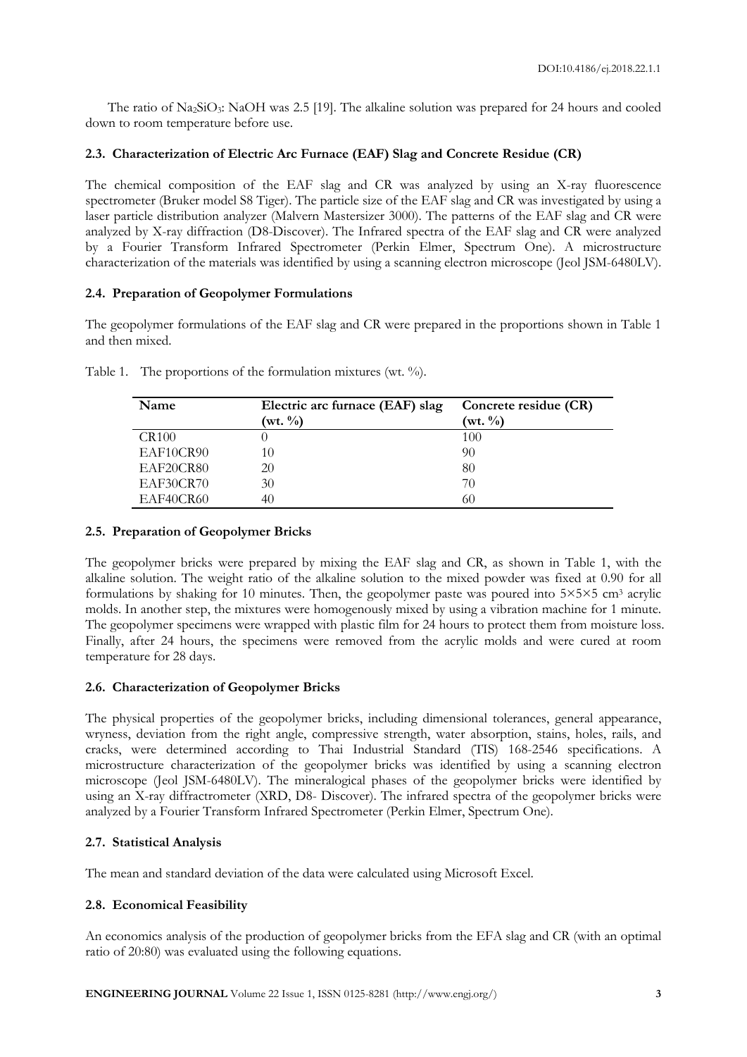The ratio of $Na_2SiO_3$: NaOH was 2.5 [19]. The alkaline solution was prepared for 24 hours and cooled down to room temperature before use.

### 2.3. Characterization of Electric Arc Furnace (EAF) Slag and Concrete Residue (CR)

The chemical composition of the EAF slag and CR was analyzed by using an X-ray fluorescence spectrometer (Bruker model S8 Tiger). The particle size of the EAF slag and CR was investigated by using a laser particle distribution analyzer (Malvern Mastersizer 3000). The patterns of the EAF slag and CR were analyzed by X-ray diffraction (D8-Discover). The Infrared spectra of the EAF slag and CR were analyzed by a Fourier Transform Infrared Spectrometer (Perkin Elmer, Spectrum One). A microstructure characterization of the materials was identified by using a scanning electron microscope (Jeol JSM-6480LV).

### 2.4. Preparation of Geopolymer Formulations

The geopolymer formulations of the EAF slag and CR were prepared in the proportions shown in Table 1 and then mixed.

Table 1. The proportions of the formulation mixtures (wt. %).

| Name | Electric arc furnace (EAF) slag (wt. %) | Concrete residue (CR) (wt. %) |
|---|---|---|
| CR100 | 0 | 100 |
| EAF10CR90 | 10 | 90 |
| EAF20CR80 | 20 | 80 |
| EAF30CR70 | 30 | 70 |
| EAF40CR60 | 40 | 60 |

### 2.5. Preparation of Geopolymer Bricks

The geopolymer bricks were prepared by mixing the EAF slag and CR, as shown in Table 1, with the alkaline solution. The weight ratio of the alkaline solution to the mixed powder was fixed at 0.90 for all formulations by shaking for 10 minutes. Then, the geopolymer paste was poured into $5\times5\times5$ $cm^3$ acrylic molds. In another step, the mixtures were homogenously mixed by using a vibration machine for 1 minute. The geopolymer specimens were wrapped with plastic film for 24 hours to protect them from moisture loss. Finally, after 24 hours, the specimens were removed from the acrylic molds and were cured at room temperature for 28 days.

### 2.6. Characterization of Geopolymer Bricks

The physical properties of the geopolymer bricks, including dimensional tolerances, general appearance, wryness, deviation from the right angle, compressive strength, water absorption, stains, holes, rails, and cracks, were determined according to Thai Industrial Standard (TIS) 168-2546 specifications. A microstructure characterization of the geopolymer bricks was identified by using a scanning electron microscope (Jeol JSM-6480LV). The mineralogical phases of the geopolymer bricks were identified by using an X-ray diffractrometer (XRD, D8- Discover). The infrared spectra of the geopolymer bricks were analyzed by a Fourier Transform Infrared Spectrometer (Perkin Elmer, Spectrum One).

### 2.7. Statistical Analysis

The mean and standard deviation of the data were calculated using Microsoft Excel.

### 2.8. Economical Feasibility

An economics analysis of the production of geopolymer bricks from the EFA slag and CR (with an optimal ratio of 20:80) was evaluated using the following equations.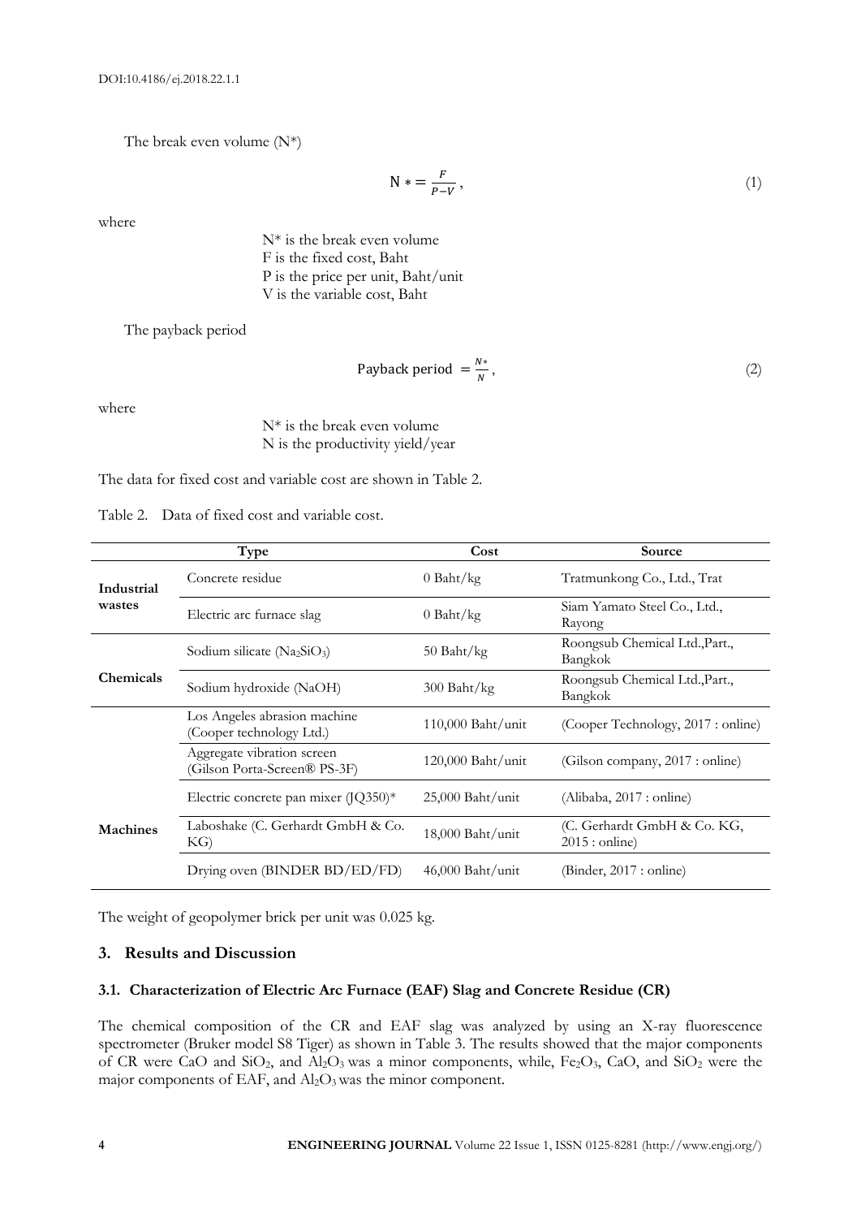The break even volume (N*)

$$N* = \frac{F}{P-V}, \tag{1}$$

where

N* is the break even volume
F is the fixed cost, Baht
P is the price per unit, Baht/unit
V is the variable cost, Baht

The payback period

$$\text{Payback period} = \frac{N*}{N}, \tag{2}$$

where

N* is the break even volume
N is the productivity yield/year

The data for fixed cost and variable cost are shown in Table 2.

Table 2. Data of fixed cost and variable cost.

| Type | | Cost | Source |
|---|---|---|---|
| **Industrial wastes** | Concrete residue | 0 Baht/kg | Tratmunkong Co., Ltd., Trat |
| | Electric arc furnace slag | 0 Baht/kg | Siam Yamato Steel Co., Ltd., Rayong |
| **Chemicals** | Sodium silicate ($Na_2SiO_3$) | 50 Baht/kg | Roongsub Chemical Ltd.,Part., Bangkok |
| | Sodium hydroxide (NaOH) | 300 Baht/kg | Roongsub Chemical Ltd.,Part., Bangkok |
| **Machines** | Los Angeles abrasion machine (Cooper technology Ltd.) | 110,000 Baht/unit | (Cooper Technology, 2017 : online) |
| | Aggregate vibration screen (Gilson Porta-Screen® PS-3F) | 120,000 Baht/unit | (Gilson company, 2017 : online) |
| | Electric concrete pan mixer (JQ350)* | 25,000 Baht/unit | (Alibaba, 2017 : online) |
| | Laboshake (C. Gerhardt GmbH & Co. KG) | 18,000 Baht/unit | (C. Gerhardt GmbH & Co. KG, 2015 : online) |
| | Drying oven (BINDER BD/ED/FD) | 46,000 Baht/unit | (Binder, 2017 : online) |

The weight of geopolymer brick per unit was 0.025 kg.

## 3. Results and Discussion

### 3.1. Characterization of Electric Arc Furnace (EAF) Slag and Concrete Residue (CR)

The chemical composition of the CR and EAF slag was analyzed by using an X-ray fluorescence spectrometer (Bruker model S8 Tiger) as shown in Table 3. The results showed that the major components of CR were CaO and $SiO_2$, and $Al_2O_3$ was a minor components, while, $Fe_2O_3$, CaO, and $SiO_2$ were the major components of EAF, and $Al_2O_3$ was the minor component.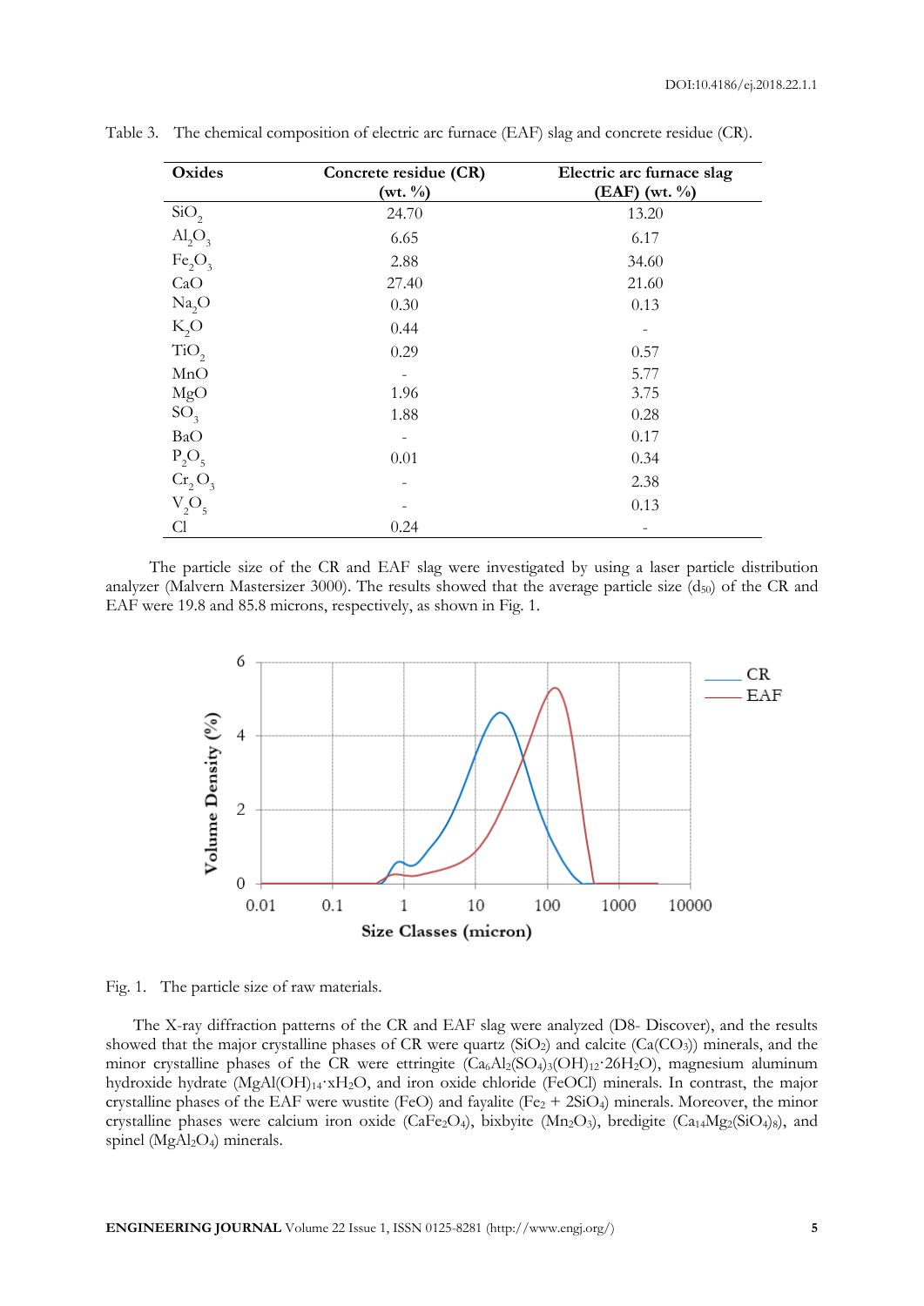Table 3. The chemical composition of electric arc furnace (EAF) slag and concrete residue (CR).

| Oxides | Concrete residue (CR) (wt. %) | Electric arc furnace slag (EAF) (wt. %) |
|---|---|---|
| $SiO_2$ | 24.70 | 13.20 |
| $Al_2O_3$ | 6.65 | 6.17 |
| $Fe_2O_3$ | 2.88 | 34.60 |
| CaO | 27.40 | 21.60 |
| $Na_2O$ | 0.30 | 0.13 |
| $K_2O$ | 0.44 | - |
| $TiO_2$ | 0.29 | 0.57 |
| MnO | - | 5.77 |
| MgO | 1.96 | 3.75 |
| $SO_3$ | 1.88 | 0.28 |
| BaO | - | 0.17 |
| $P_2O_5$ | 0.01 | 0.34 |
| $Cr_2O_3$ | - | 2.38 |
| $V_2O_5$ | - | 0.13 |
| Cl | 0.24 | - |

The particle size of the CR and EAF slag were investigated by using a laser particle distribution analyzer (Malvern Mastersizer 3000). The results showed that the average particle size ($d_{50}$) of the CR and EAF were 19.8 and 85.8 microns, respectively, as shown in Fig. 1.

Fig. 1. The particle size of raw materials.

The X-ray diffraction patterns of the CR and EAF slag were analyzed (D8- Discover), and the results showed that the major crystalline phases of CR were quartz ($SiO_2$) and calcite ($Ca(CO_3)$) minerals, and the minor crystalline phases of the CR were ettringite ($Ca_6Al_2(SO_4)_3(OH)_{12}\cdot 26H_2O$), magnesium aluminum hydroxide hydrate ($MgAl(OH)_{14}\cdot xH_2O$, and iron oxide chloride (FeOCl) minerals. In contrast, the major crystalline phases of the EAF were wustite (FeO) and fayalite ($Fe_2 + 2SiO_4$) minerals. Moreover, the minor crystalline phases were calcium iron oxide ($CaFe_2O_4$), bixbyite ($Mn_2O_3$), bredigite ($Ca_{14}Mg_2(SiO_4)_8$), and spinel ($MgAl_2O_4$) minerals.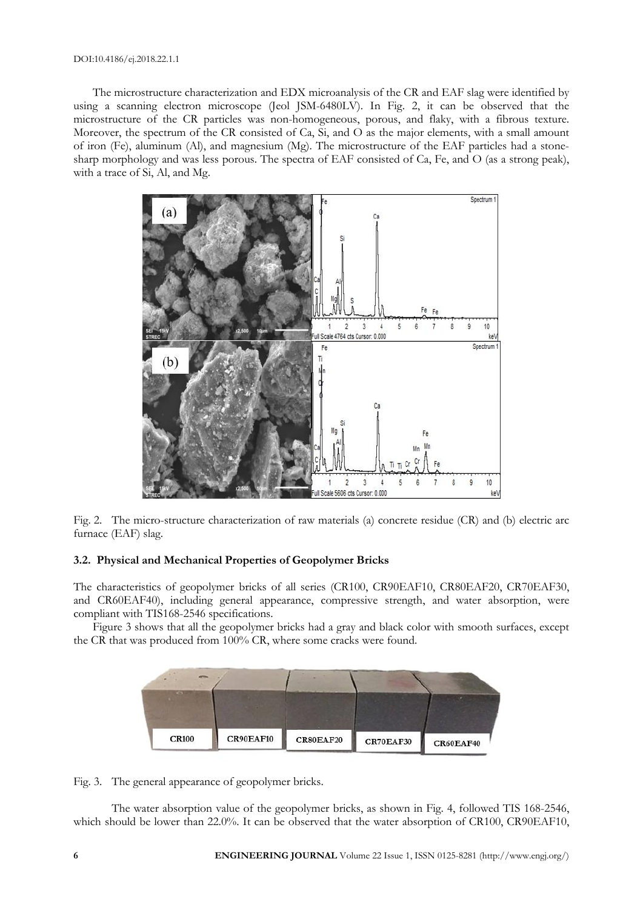The microstructure characterization and EDX microanalysis of the CR and EAF slag were identified by using a scanning electron microscope (Jeol JSM-6480LV). In Fig. 2, it can be observed that the microstructure of the CR particles was non-homogeneous, porous, and flaky, with a fibrous texture. Moreover, the spectrum of the CR consisted of Ca, Si, and O as the major elements, with a small amount of iron (Fe), aluminum (Al), and magnesium (Mg). The microstructure of the EAF particles had a stone-sharp morphology and was less porous. The spectra of EAF consisted of Ca, Fe, and O (as a strong peak), with a trace of Si, Al, and Mg.

Fig. 2. The micro-structure characterization of raw materials (a) concrete residue (CR) and (b) electric arc furnace (EAF) slag.

### 3.2. Physical and Mechanical Properties of Geopolymer Bricks

The characteristics of geopolymer bricks of all series (CR100, CR90EAF10, CR80EAF20, CR70EAF30, and CR60EAF40), including general appearance, compressive strength, and water absorption, were compliant with TIS168-2546 specifications.

Figure 3 shows that all the geopolymer bricks had a gray and black color with smooth surfaces, except the CR that was produced from 100% CR, where some cracks were found.

Fig. 3. The general appearance of geopolymer bricks.

The water absorption value of the geopolymer bricks, as shown in Fig. 4, followed TIS 168-2546, which should be lower than 22.0%. It can be observed that the water absorption of CR100, CR90EAF10,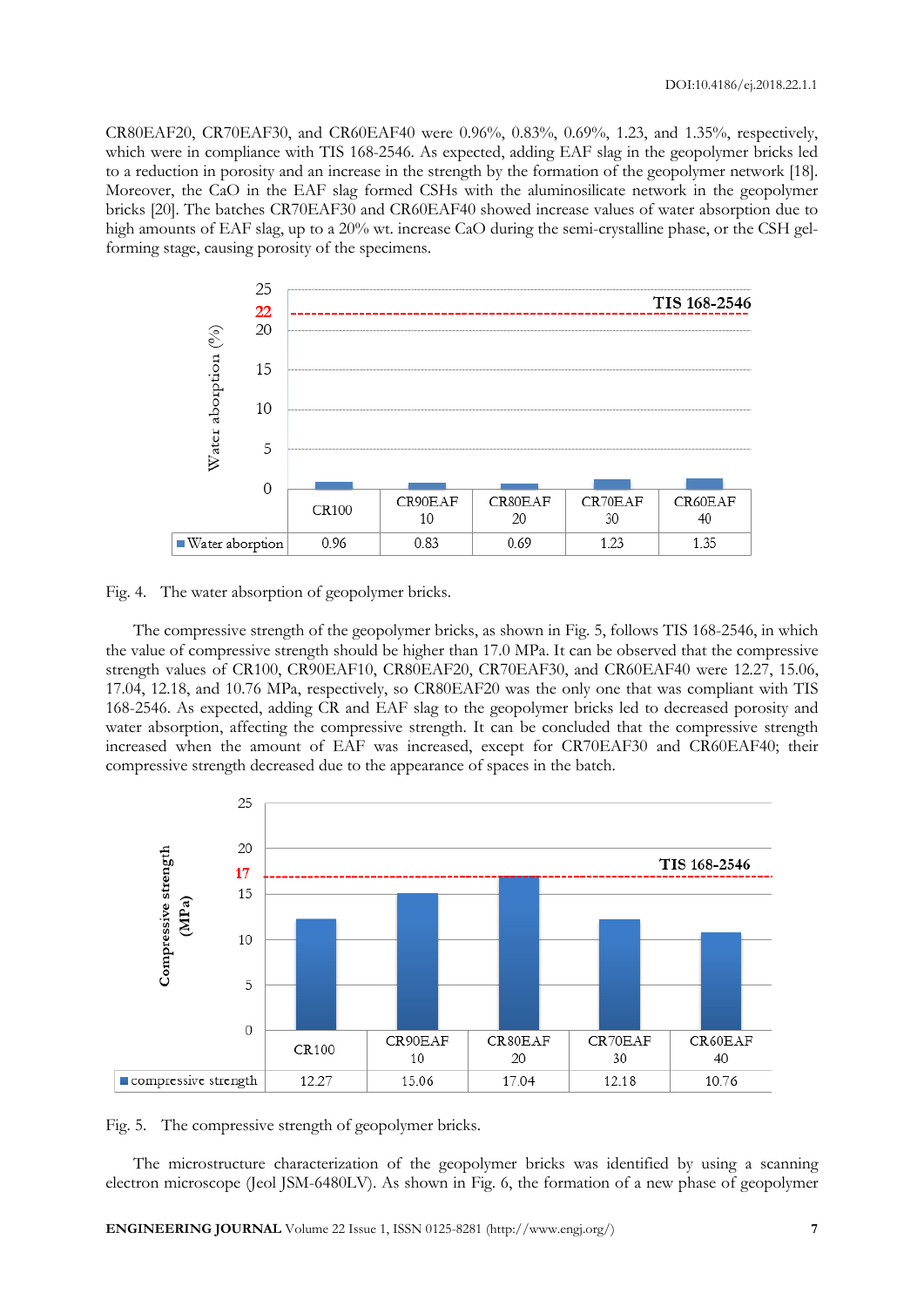CR80EAF20, CR70EAF30, and CR60EAF40 were 0.96%, 0.83%, 0.69%, 1.23, and 1.35%, respectively, which were in compliance with TIS 168-2546. As expected, adding EAF slag in the geopolymer bricks led to a reduction in porosity and an increase in the strength by the formation of the geopolymer network [18]. Moreover, the CaO in the EAF slag formed CSHs with the aluminosilicate network in the geopolymer bricks [20]. The batches CR70EAF30 and CR60EAF40 showed increase values of water absorption due to high amounts of EAF slag, up to a 20% wt. increase CaO during the semi-crystalline phase, or the CSH gel-forming stage, causing porosity of the specimens.

| | CR100 | CR90EAF 10 | CR80EAF 20 | CR70EAF 30 | CR60EAF 40 |
|---|---|---|---|---|---|
| Water aborption | 0.96 | 0.83 | 0.69 | 1.23 | 1.35 |

Fig. 4. The water absorption of geopolymer bricks.

The compressive strength of the geopolymer bricks, as shown in Fig. 5, follows TIS 168-2546, in which the value of compressive strength should be higher than 17.0 MPa. It can be observed that the compressive strength values of CR100, CR90EAF10, CR80EAF20, CR70EAF30, and CR60EAF40 were 12.27, 15.06, 17.04, 12.18, and 10.76 MPa, respectively, so CR80EAF20 was the only one that was compliant with TIS 168-2546. As expected, adding CR and EAF slag to the geopolymer bricks led to decreased porosity and water absorption, affecting the compressive strength. It can be concluded that the compressive strength increased when the amount of EAF was increased, except for CR70EAF30 and CR60EAF40; their compressive strength decreased due to the appearance of spaces in the batch.

| | CR100 | CR90EAF 10 | CR80EAF 20 | CR70EAF 30 | CR60EAF 40 |
|---|---|---|---|---|---|
| compressive strength | 12.27 | 15.06 | 17.04 | 12.18 | 10.76 |

Fig. 5. The compressive strength of geopolymer bricks.

The microstructure characterization of the geopolymer bricks was identified by using a scanning electron microscope (Jeol JSM-6480LV). As shown in Fig. 6, the formation of a new phase of geopolymer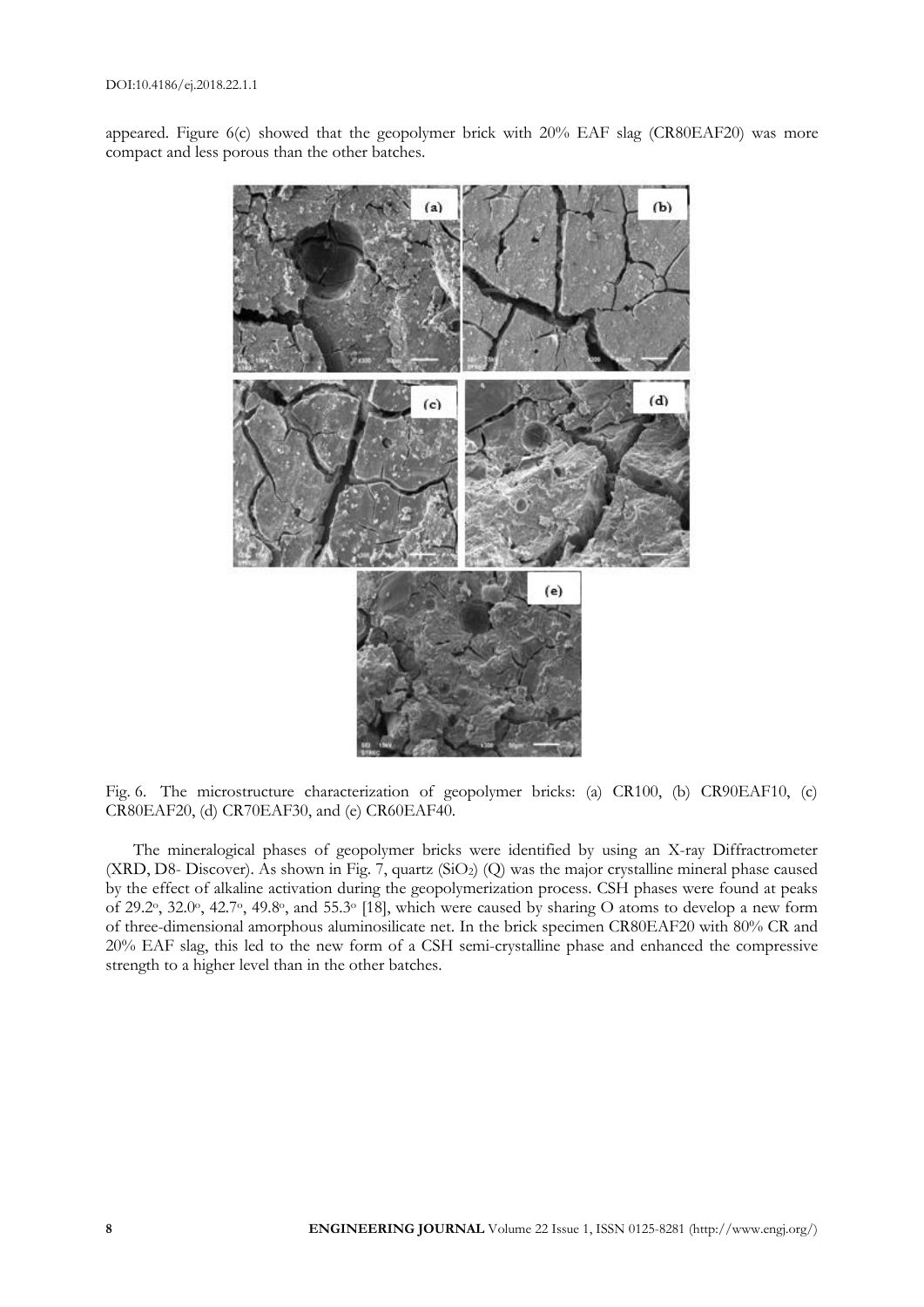appeared. Figure 6(c) showed that the geopolymer brick with 20% EAF slag (CR80EAF20) was more compact and less porous than the other batches.

Fig. 6. The microstructure characterization of geopolymer bricks: (a) CR100, (b) CR90EAF10, (c) CR80EAF20, (d) CR70EAF30, and (e) CR60EAF40.

The mineralogical phases of geopolymer bricks were identified by using an X-ray Diffractrometer (XRD, D8- Discover). As shown in Fig. 7, quartz ($SiO_2$) (Q) was the major crystalline mineral phase caused by the effect of alkaline activation during the geopolymerization process. CSH phases were found at peaks of 29.2°, 32.0°, 42.7°, 49.8°, and 55.3° [18], which were caused by sharing O atoms to develop a new form of three-dimensional amorphous aluminosilicate net. In the brick specimen CR80EAF20 with 80% CR and 20% EAF slag, this led to the new form of a CSH semi-crystalline phase and enhanced the compressive strength to a higher level than in the other batches.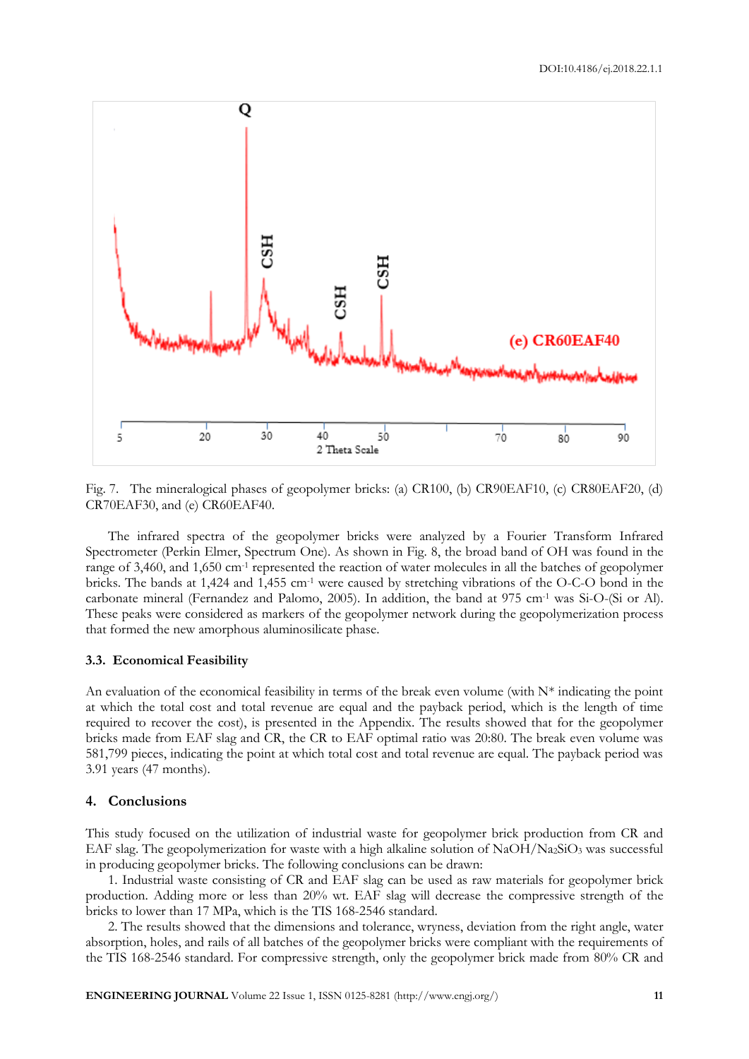Fig. 7. The mineralogical phases of geopolymer bricks: (a) CR100, (b) CR90EAF10, (c) CR80EAF20, (d) CR70EAF30, and (e) CR60EAF40.

The infrared spectra of the geopolymer bricks were analyzed by a Fourier Transform Infrared Spectrometer (Perkin Elmer, Spectrum One). As shown in Fig. 8, the broad band of OH was found in the range of 3,460, and 1,650 $cm^{-1}$ represented the reaction of water molecules in all the batches of geopolymer bricks. The bands at 1,424 and 1,455 $cm^{-1}$ were caused by stretching vibrations of the O-C-O bond in the carbonate mineral (Fernandez and Palomo, 2005). In addition, the band at 975 $cm^{-1}$ was Si-O-(Si or Al). These peaks were considered as markers of the geopolymer network during the geopolymerization process that formed the new amorphous aluminosilicate phase.

### 3.3. Economical Feasibility

An evaluation of the economical feasibility in terms of the break even volume (with N* indicating the point at which the total cost and total revenue are equal and the payback period, which is the length of time required to recover the cost), is presented in the Appendix. The results showed that for the geopolymer bricks made from EAF slag and CR, the CR to EAF optimal ratio was 20:80. The break even volume was 581,799 pieces, indicating the point at which total cost and total revenue are equal. The payback period was 3.91 years (47 months).

## 4. Conclusions

This study focused on the utilization of industrial waste for geopolymer brick production from CR and EAF slag. The geopolymerization for waste with a high alkaline solution of $NaOH/Na_2SiO_3$ was successful in producing geopolymer bricks. The following conclusions can be drawn:

1. Industrial waste consisting of CR and EAF slag can be used as raw materials for geopolymer brick production. Adding more or less than 20% wt. EAF slag will decrease the compressive strength of the bricks to lower than 17 MPa, which is the TIS 168-2546 standard.

2. The results showed that the dimensions and tolerance, wryness, deviation from the right angle, water absorption, holes, and rails of all batches of the geopolymer bricks were compliant with the requirements of the TIS 168-2546 standard. For compressive strength, only the geopolymer brick made from 80% CR and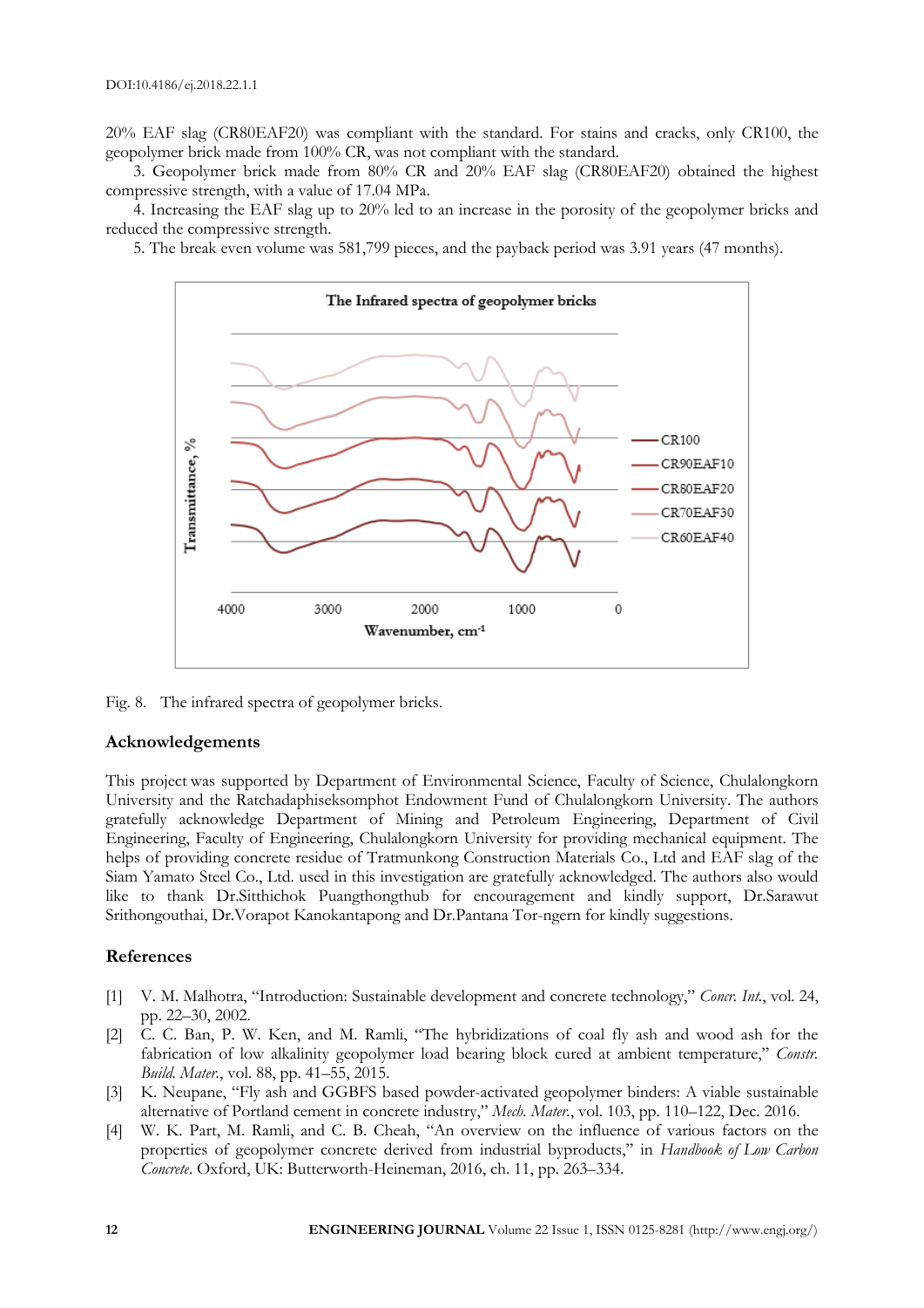20% EAF slag (CR80EAF20) was compliant with the standard. For stains and cracks, only CR100, the geopolymer brick made from 100% CR, was not compliant with the standard.

3. Geopolymer brick made from 80% CR and 20% EAF slag (CR80EAF20) obtained the highest compressive strength, with a value of 17.04 MPa.

4. Increasing the EAF slag up to 20% led to an increase in the porosity of the geopolymer bricks and reduced the compressive strength.

5. The break even volume was 581,799 pieces, and the payback period was 3.91 years (47 months).

Fig. 8. The infrared spectra of geopolymer bricks.

## Acknowledgements

This project was supported by Department of Environmental Science, Faculty of Science, Chulalongkorn University and the Ratchadaphiseksomphot Endowment Fund of Chulalongkorn University. The authors gratefully acknowledge Department of Mining and Petroleum Engineering, Department of Civil Engineering, Faculty of Engineering, Chulalongkorn University for providing mechanical equipment. The helps of providing concrete residue of Tratmunkong Construction Materials Co., Ltd and EAF slag of the Siam Yamato Steel Co., Ltd. used in this investigation are gratefully acknowledged. The authors also would like to thank Dr.Sitthichok Puangthongthub for encouragement and kindly support, Dr.Sarawut Srithongouthai, Dr.Vorapot Kanokantapong and Dr.Pantana Tor-ngern for kindly suggestions.

## References

[1] V. M. Malhotra, "Introduction: Sustainable development and concrete technology," *Concr. Int.*, vol. 24, pp. 22–30, 2002.

[2] C. C. Ban, P. W. Ken, and M. Ramli, "The hybridizations of coal fly ash and wood ash for the fabrication of low alkalinity geopolymer load bearing block cured at ambient temperature," *Constr. Build. Mater.*, vol. 88, pp. 41–55, 2015.

[3] K. Neupane, "Fly ash and GGBFS based powder-activated geopolymer binders: A viable sustainable alternative of Portland cement in concrete industry," *Mech. Mater.*, vol. 103, pp. 110–122, Dec. 2016.

[4] W. K. Part, M. Ramli, and C. B. Cheah, "An overview on the influence of various factors on the properties of geopolymer concrete derived from industrial byproducts," in *Handbook of Low Carbon Concrete*. Oxford, UK: Butterworth-Heineman, 2016, ch. 11, pp. 263–334.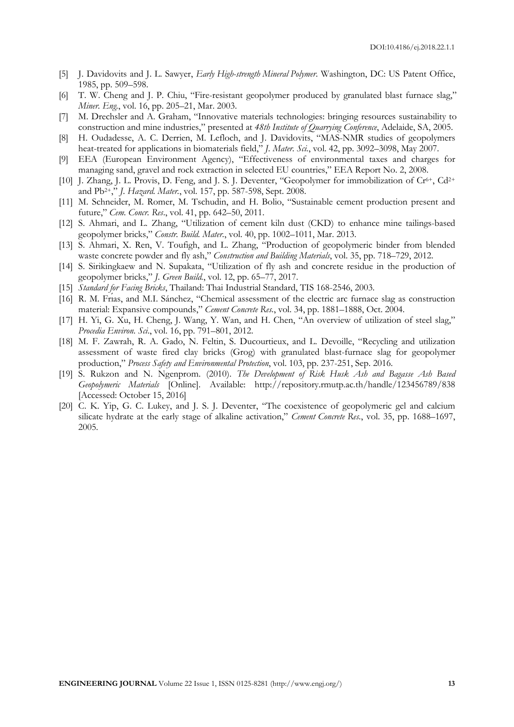[5] J. Davidovits and J. L. Sawyer, *Early High-strength Mineral Polymer*. Washington, DC: US Patent Office, 1985, pp. 509–598.

[6] T. W. Cheng and J. P. Chiu, "Fire-resistant geopolymer produced by granulated blast furnace slag," *Miner. Eng.*, vol. 16, pp. 205–21, Mar. 2003.

[7] M. Drechsler and A. Graham, "Innovative materials technologies: bringing resources sustainability to construction and mine industries," presented at *48th Institute of Quarrying Conference*, Adelaide, SA, 2005.

[8] H. Oudadesse, A. C. Derrien, M. Lefloch, and J. Davidovits, "MAS-NMR studies of geopolymers heat-treated for applications in biomaterials field," *J. Mater. Sci.*, vol. 42, pp. 3092–3098, May 2007.

[9] EEA (European Environment Agency), "Effectiveness of environmental taxes and charges for managing sand, gravel and rock extraction in selected EU countries," EEA Report No. 2, 2008.

[10] J. Zhang, J. L. Provis, D. Feng, and J. S. J. Deventer, "Geopolymer for immobilization of $Cr^{6+}$, $Cd^{2+}$ and $Pb^{2+}$," *J. Hazard. Mater.*, vol. 157, pp. 587-598, Sept. 2008.

[11] M. Schneider, M. Romer, M. Tschudin, and H. Bolio, "Sustainable cement production present and future," *Cem. Concr. Res*., vol. 41, pp. 642–50, 2011.

[12] S. Ahmari, and L. Zhang, "Utilization of cement kiln dust (CKD) to enhance mine tailings-based geopolymer bricks," *Constr. Build. Mater.*, vol. 40, pp. 1002–1011, Mar. 2013.

[13] S. Ahmari, X. Ren, V. Toufigh, and L. Zhang, "Production of geopolymeric binder from blended waste concrete powder and fly ash," *Construction and Building Materials*, vol. 35, pp. 718–729, 2012.

[14] S. Sirikingkaew and N. Supakata, "Utilization of fly ash and concrete residue in the production of geopolymer bricks," *J. Green Build.*, vol. 12, pp. 65–77, 2017.

[15] *Standard for Facing Bricks*, Thailand: Thai Industrial Standard, TIS 168-2546, 2003.

[16] R. M. Frías, and M.I. Sánchez, "Chemical assessment of the electric arc furnace slag as construction material: Expansive compounds," *Cement Concrete Res.*, vol. 34, pp. 1881–1888, Oct. 2004.

[17] H. Yi, G. Xu, H. Cheng, J. Wang, Y. Wan, and H. Chen, "An overview of utilization of steel slag," *Procedia Environ. Sci*., vol. 16, pp. 791–801, 2012.

[18] M. F. Zawrah, R. A. Gado, N. Feltin, S. Ducourtieux, and L. Devoille, "Recycling and utilization assessment of waste fired clay bricks (Grog) with granulated blast-furnace slag for geopolymer production," *Process Safety and Environmental Protection*, vol. 103, pp. 237-251, Sep. 2016.

[19] S. Rukzon and N. Ngenprom. (2010). *The Development of Risk Husk Ash and Bagasse Ash Based Geopolymeric Materials* [Online]. Available: http://repository.rmutp.ac.th/handle/123456789/838 [Accessed: October 15, 2016]

[20] C. K. Yip, G. C. Lukey, and J. S. J. Deventer, "The coexistence of geopolymeric gel and calcium silicate hydrate at the early stage of alkaline activation," *Cement Concrete Res.*, vol. 35, pp. 1688–1697, 2005.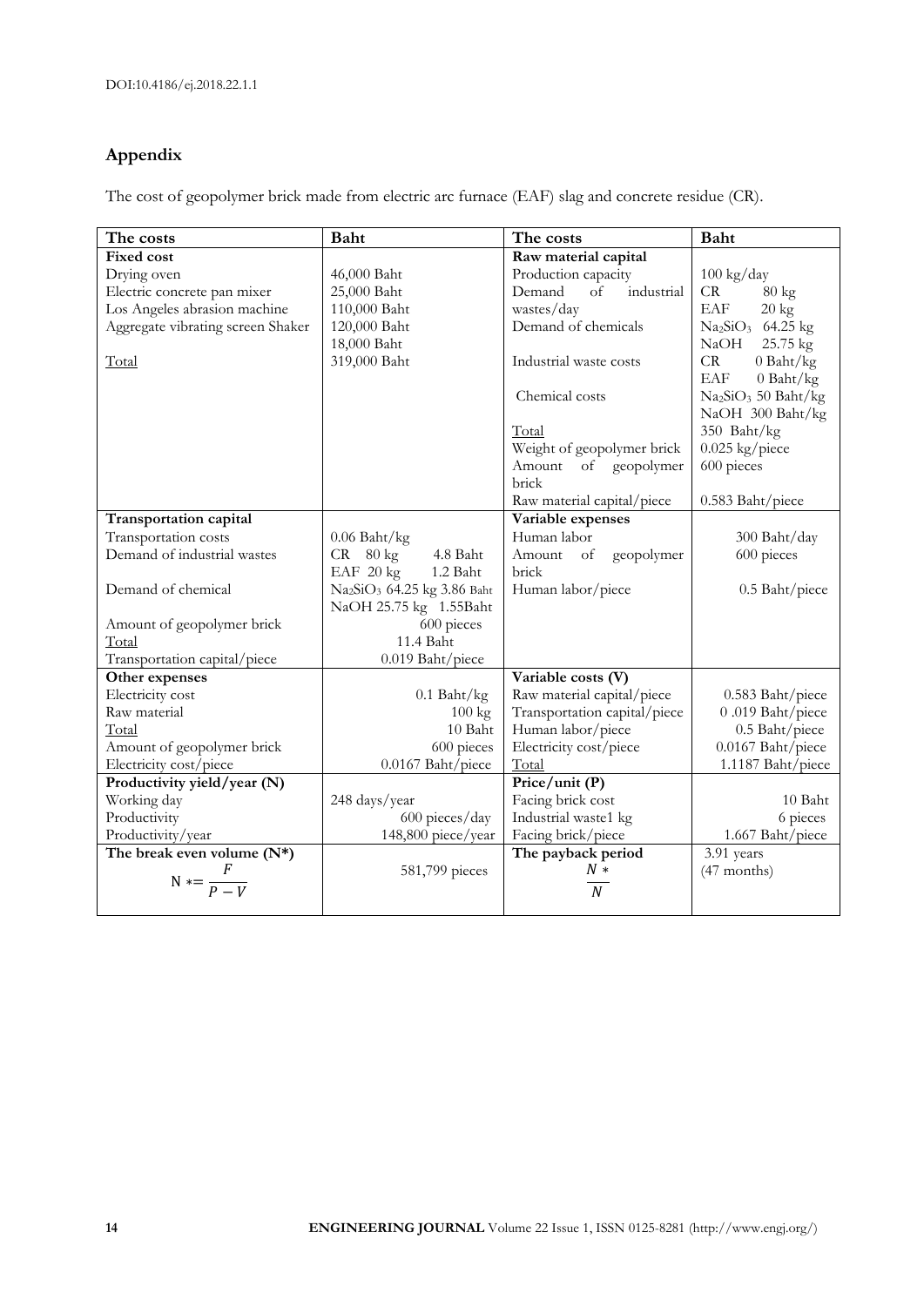## Appendix

The cost of geopolymer brick made from electric arc furnace (EAF) slag and concrete residue (CR).

| The costs | Baht | The costs | Baht |
|---|---|---|---|
| **Fixed cost** | | **Raw material capital** | |
| Drying oven | 46,000 Baht | Production capacity | 100 kg/day |
| Electric concrete pan mixer | 25,000 Baht | Demand of industrial wastes/day | CR 80 kg<br>EAF 20 kg |
| Los Angeles abrasion machine | 110,000 Baht | Demand of chemicals | $Na_2SiO_3$ 64.25 kg<br>NaOH 25.75 kg |
| Aggregate vibrating screen Shaker | 120,000 Baht<br>18,000 Baht | | |
| Total | 319,000 Baht | Industrial waste costs | CR 0 Baht/kg<br>EAF 0 Baht/kg |
| | | Chemical costs | $Na_2SiO_3$ 50 Baht/kg<br>NaOH 300 Baht/kg |
| | | Total | 350 Baht/kg |
| | | Weight of geopolymer brick | 0.025 kg/piece |
| | | Amount of geopolymer brick | 600 pieces |
| | | Raw material capital/piece | 0.583 Baht/piece |
| **Transportation capital** | | **Variable expenses** | |
| Transportation costs | 0.06 Baht/kg | Human labor | 300 Baht/day |
| Demand of industrial wastes | CR 80 kg 4.8 Baht<br>EAF 20 kg 1.2 Baht | Amount of geopolymer brick | 600 pieces |
| Demand of chemical | $Na_2SiO_3$ 64.25 kg 3.86 Baht<br>NaOH 25.75 kg 1.55Baht | Human labor/piece | 0.5 Baht/piece |
| Amount of geopolymer brick | 600 pieces | | |
| Total | 11.4 Baht | | |
| Transportation capital/piece | 0.019 Baht/piece | | |
| **Other expenses** | | **Variable costs (V)** | |
| Electricity cost | 0.1 Baht/kg | Raw material capital/piece | 0.583 Baht/piece |
| Raw material | 100 kg | Transportation capital/piece | 0 .019 Baht/piece |
| Total | 10 Baht | Human labor/piece | 0.5 Baht/piece |
| Amount of geopolymer brick | 600 pieces | Electricity cost/piece | 0.0167 Baht/piece |
| Electricity cost/piece | 0.0167 Baht/piece | Total | 1.1187 Baht/piece |
| **Productivity yield/year (N)** | | **Price/unit (P)** | |
| Working day | 248 days/year | Facing brick cost | 10 Baht |
| Productivity | 600 pieces/day | Industrial waste1 kg | 6 pieces |
| Productivity/year | 148,800 piece/year | Facing brick/piece | 1.667 Baht/piece |
| **The break even volume (N\*)**<br>$N* = \frac{F}{P-V}$ | 581,799 pieces | **The payback period**<br>$\frac{N*}{N}$ | 3.91 years<br>(47 months) |